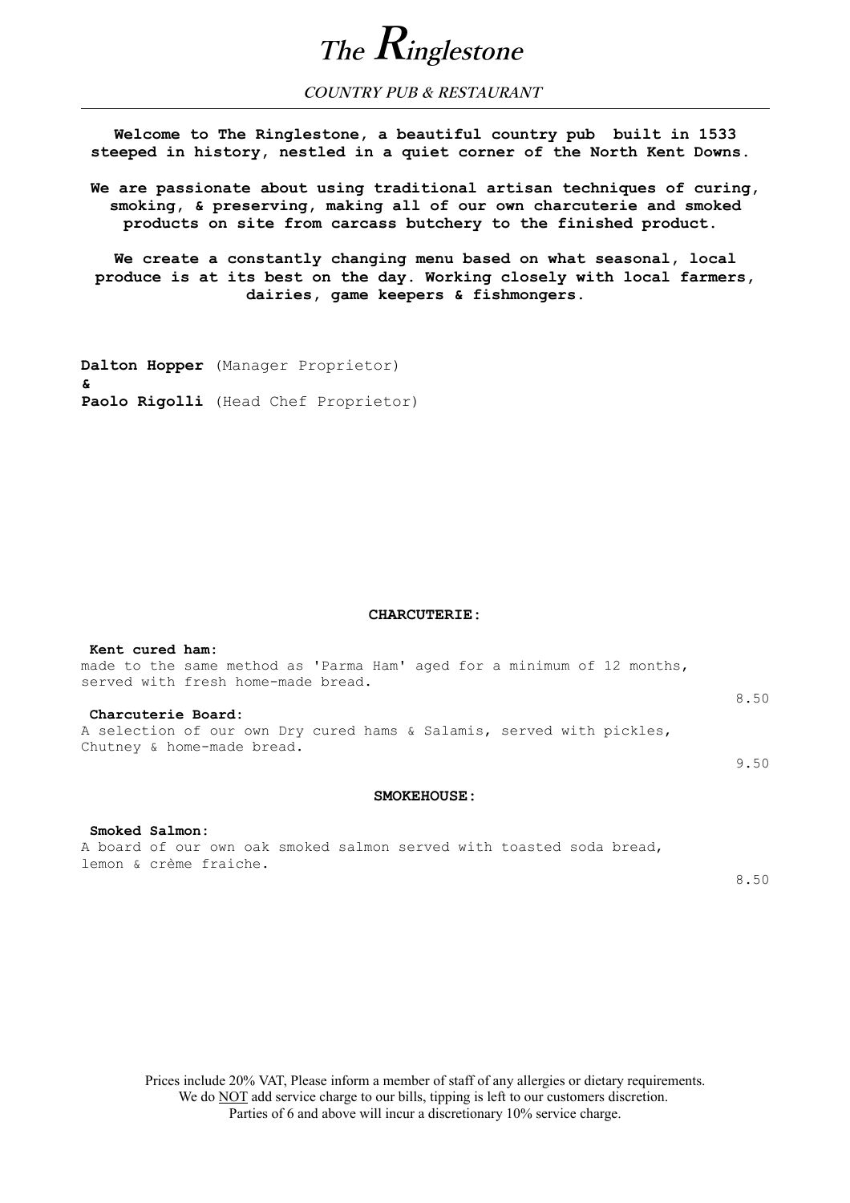# *The Ringlestone*

*COUNTRY PUB & RESTAURANT*

---

**Welcome to The Ringlestone, a beautiful country pub built in 1533 steeped in history, nestled in a quiet corner of the North Kent Downs.**

**We are passionate about using traditional artisan techniques of curing, smoking, & preserving, making all of our own charcuterie and smoked products on site from carcass butchery to the finished product.**

**We create a constantly changing menu based on what seasonal, local produce is at its best on the day. Working closely with local farmers, dairies, game keepers & fishmongers.**

**Dalton Hopper** (Manager Proprietor)
**&**
**Paolo Rigolli** (Head Chef Proprietor)

## CHARCUTERIE:

**Kent cured ham:**
made to the same method as 'Parma Ham' aged for a minimum of 12 months, served with fresh home-made bread.
8.50

**Charcuterie Board:**
A selection of our own Dry cured hams & Salamis, served with pickles, Chutney & home-made bread.
9.50

## SMOKEHOUSE:

**Smoked Salmon:**
A board of our own oak smoked salmon served with toasted soda bread, lemon & crème fraiche.
8.50

Prices include 20% VAT, Please inform a member of staff of any allergies or dietary requirements.
We do NOT add service charge to our bills, tipping is left to our customers discretion.
Parties of 6 and above will incur a discretionary 10% service charge.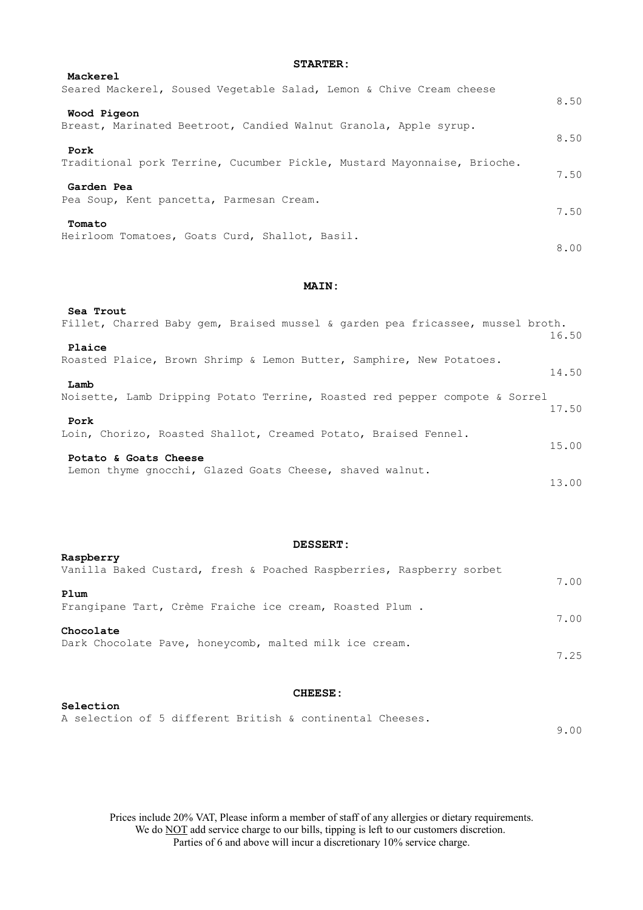## STARTER:

**Mackerel**
Seared Mackerel, Soused Vegetable Salad, Lemon & Chive Cream cheese
8.50

**Wood Pigeon**
Breast, Marinated Beetroot, Candied Walnut Granola, Apple syrup.
8.50

**Pork**
Traditional pork Terrine, Cucumber Pickle, Mustard Mayonnaise, Brioche.
7.50

**Garden Pea**
Pea Soup, Kent pancetta, Parmesan Cream.
7.50

**Tomato**
Heirloom Tomatoes, Goats Curd, Shallot, Basil.
8.00

## MAIN:

**Sea Trout**
Fillet, Charred Baby gem, Braised mussel & garden pea fricassee, mussel broth.
16.50

**Plaice**
Roasted Plaice, Brown Shrimp & Lemon Butter, Samphire, New Potatoes.
14.50

**Lamb**
Noisette, Lamb Dripping Potato Terrine, Roasted red pepper compote & Sorrel
17.50

**Pork**
Loin, Chorizo, Roasted Shallot, Creamed Potato, Braised Fennel.
15.00

**Potato & Goats Cheese**
Lemon thyme gnocchi, Glazed Goats Cheese, shaved walnut.
13.00

## DESSERT:

**Raspberry**
Vanilla Baked Custard, fresh & Poached Raspberries, Raspberry sorbet
7.00

**Plum**
Frangipane Tart, Crème Fraiche ice cream, Roasted Plum .
7.00

**Chocolate**
Dark Chocolate Pave, honeycomb, malted milk ice cream.
7.25

## CHEESE:

**Selection**
A selection of 5 different British & continental Cheeses.
9.00

Prices include 20% VAT, Please inform a member of staff of any allergies or dietary requirements.
We do NOT add service charge to our bills, tipping is left to our customers discretion.
Parties of 6 and above will incur a discretionary 10% service charge.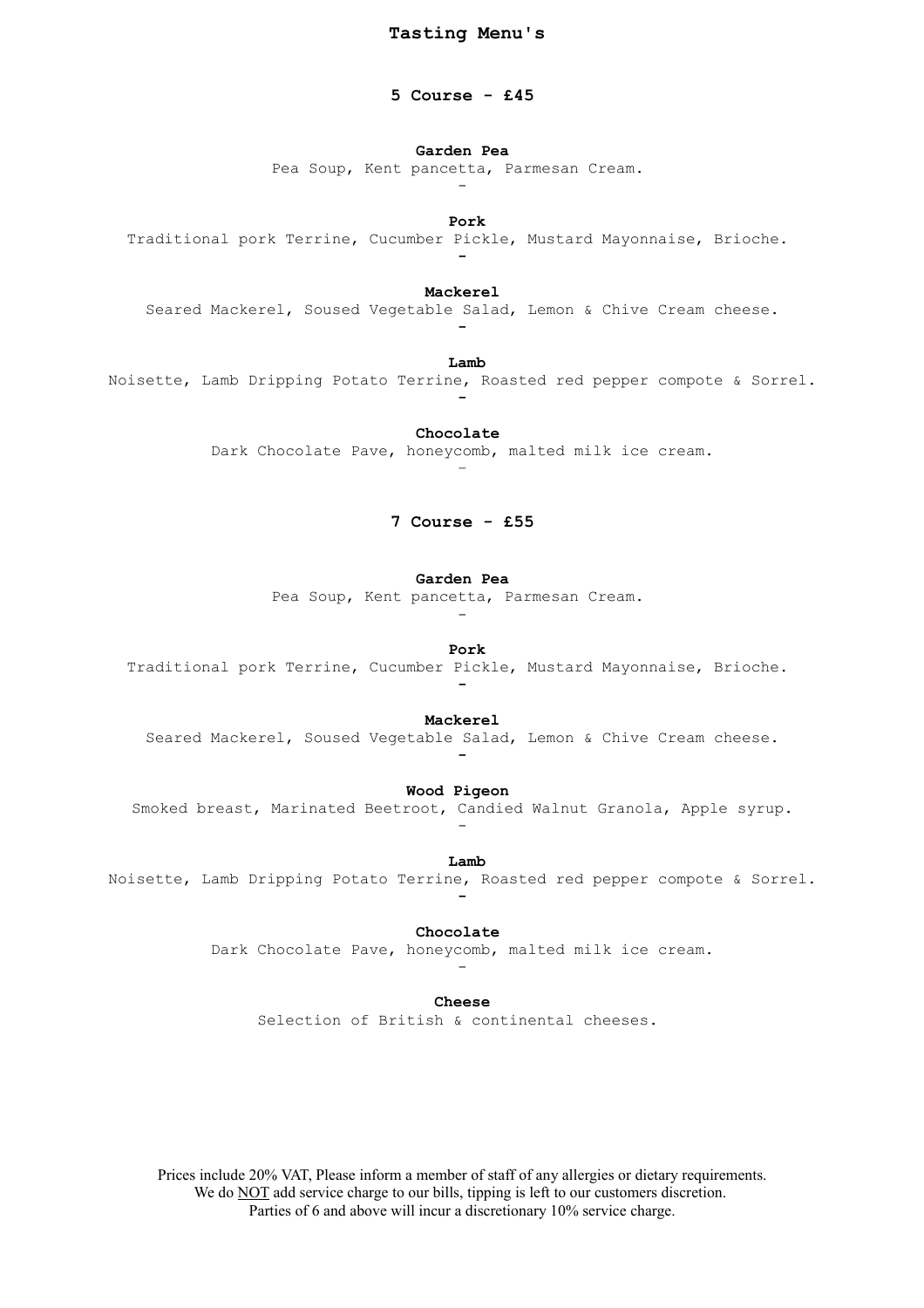# Tasting Menu's

## 5 Course - £45

**Garden Pea**
Pea Soup, Kent pancetta, Parmesan Cream.

-

**Pork**
Traditional pork Terrine, Cucumber Pickle, Mustard Mayonnaise, Brioche.

-

**Mackerel**
Seared Mackerel, Soused Vegetable Salad, Lemon & Chive Cream cheese.

-

**Lamb**
Noisette, Lamb Dripping Potato Terrine, Roasted red pepper compote & Sorrel.

-

**Chocolate**
Dark Chocolate Pave, honeycomb, malted milk ice cream.

-

## 7 Course - £55

**Garden Pea**
Pea Soup, Kent pancetta, Parmesan Cream.

-

**Pork**
Traditional pork Terrine, Cucumber Pickle, Mustard Mayonnaise, Brioche.

-

**Mackerel**
Seared Mackerel, Soused Vegetable Salad, Lemon & Chive Cream cheese.

-

**Wood Pigeon**
Smoked breast, Marinated Beetroot, Candied Walnut Granola, Apple syrup.

-

**Lamb**
Noisette, Lamb Dripping Potato Terrine, Roasted red pepper compote & Sorrel.

-

**Chocolate**
Dark Chocolate Pave, honeycomb, malted milk ice cream.

-

**Cheese**
Selection of British & continental cheeses.

Prices include 20% VAT, Please inform a member of staff of any allergies or dietary requirements.
We do NOT add service charge to our bills, tipping is left to our customers discretion.
Parties of 6 and above will incur a discretionary 10% service charge.